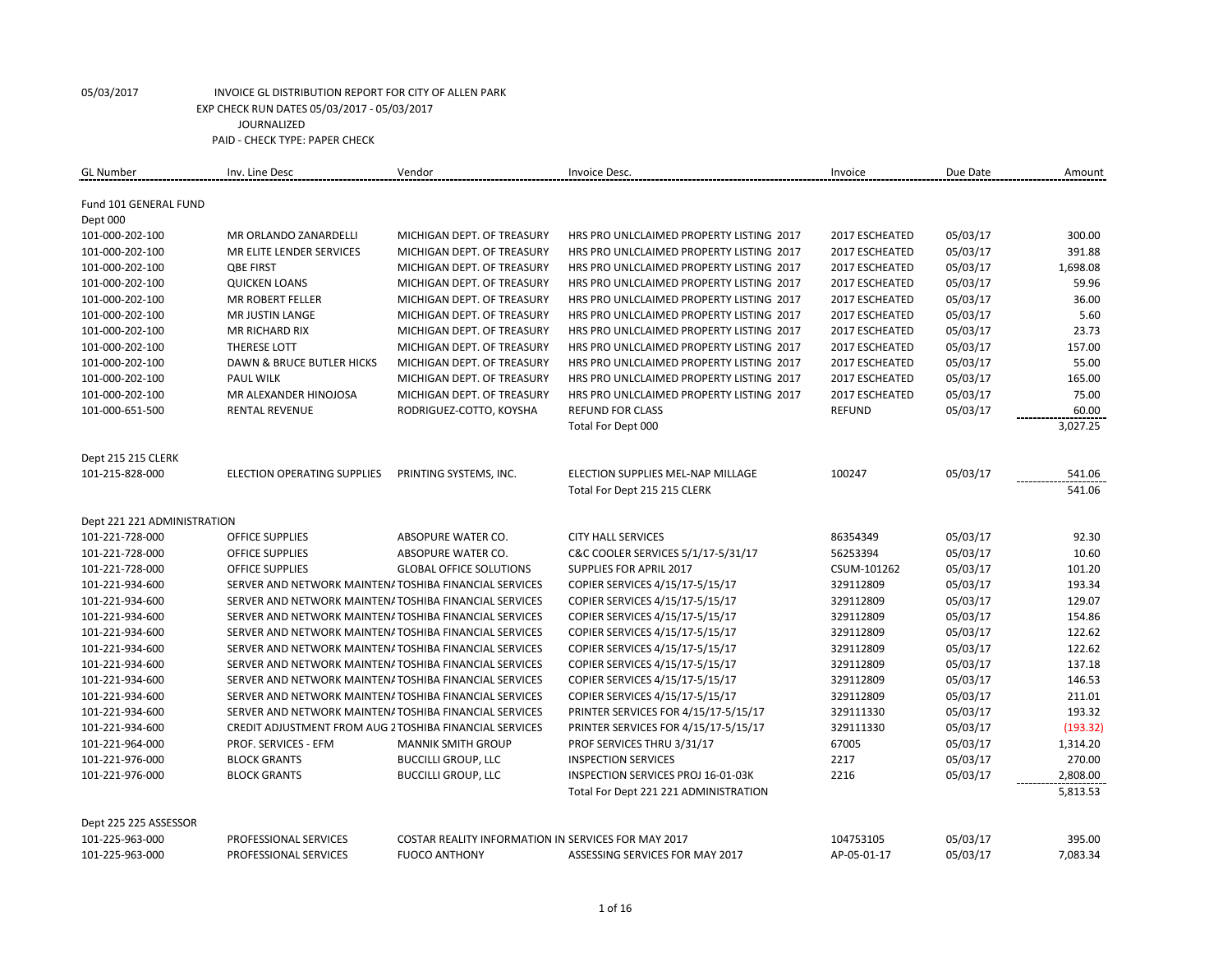05/03/2017 INVOICE GL DISTRIBUTION REPORT FOR CITY OF ALLEN PARK

EXP CHECK RUN DATES 05/03/2017 - 05/03/2017

JOURNALIZED

PAID - CHECK TYPE: PAPER CHECK

| GL Number | Inv. Line Desc | Vendor | Invoice Desc. | Invoice | Due Date | Amount |
|---|---|---|---|---|---|---|
| Fund 101 GENERAL FUND | | | | | | |
| Dept 000 | | | | | | |
| 101-000-202-100 | MR ORLANDO ZANARDELLI | MICHIGAN DEPT. OF TREASURY | HRS PRO UNLCLAIMED PROPERTY LISTING 2017 | 2017 ESCHEATED | 05/03/17 | 300.00 |
| 101-000-202-100 | MR ELITE LENDER SERVICES | MICHIGAN DEPT. OF TREASURY | HRS PRO UNLCLAIMED PROPERTY LISTING 2017 | 2017 ESCHEATED | 05/03/17 | 391.88 |
| 101-000-202-100 | QBE FIRST | MICHIGAN DEPT. OF TREASURY | HRS PRO UNLCLAIMED PROPERTY LISTING 2017 | 2017 ESCHEATED | 05/03/17 | 1,698.08 |
| 101-000-202-100 | QUICKEN LOANS | MICHIGAN DEPT. OF TREASURY | HRS PRO UNLCLAIMED PROPERTY LISTING 2017 | 2017 ESCHEATED | 05/03/17 | 59.96 |
| 101-000-202-100 | MR ROBERT FELLER | MICHIGAN DEPT. OF TREASURY | HRS PRO UNLCLAIMED PROPERTY LISTING 2017 | 2017 ESCHEATED | 05/03/17 | 36.00 |
| 101-000-202-100 | MR JUSTIN LANGE | MICHIGAN DEPT. OF TREASURY | HRS PRO UNLCLAIMED PROPERTY LISTING 2017 | 2017 ESCHEATED | 05/03/17 | 5.60 |
| 101-000-202-100 | MR RICHARD RIX | MICHIGAN DEPT. OF TREASURY | HRS PRO UNLCLAIMED PROPERTY LISTING 2017 | 2017 ESCHEATED | 05/03/17 | 23.73 |
| 101-000-202-100 | THERESE LOTT | MICHIGAN DEPT. OF TREASURY | HRS PRO UNLCLAIMED PROPERTY LISTING 2017 | 2017 ESCHEATED | 05/03/17 | 157.00 |
| 101-000-202-100 | DAWN & BRUCE BUTLER HICKS | MICHIGAN DEPT. OF TREASURY | HRS PRO UNLCLAIMED PROPERTY LISTING 2017 | 2017 ESCHEATED | 05/03/17 | 55.00 |
| 101-000-202-100 | PAUL WILK | MICHIGAN DEPT. OF TREASURY | HRS PRO UNLCLAIMED PROPERTY LISTING 2017 | 2017 ESCHEATED | 05/03/17 | 165.00 |
| 101-000-202-100 | MR ALEXANDER HINOJOSA | MICHIGAN DEPT. OF TREASURY | HRS PRO UNLCLAIMED PROPERTY LISTING 2017 | 2017 ESCHEATED | 05/03/17 | 75.00 |
| 101-000-651-500 | RENTAL REVENUE | RODRIGUEZ-COTTO, KOYSHA | REFUND FOR CLASS | REFUND | 05/03/17 | 60.00 |
| | | | Total For Dept 000 | | | 3,027.25 |
| Dept 215 215 CLERK | | | | | | |
| 101-215-828-000 | ELECTION OPERATING SUPPLIES | PRINTING SYSTEMS, INC. | ELECTION SUPPLIES MEL-NAP MILLAGE | 100247 | 05/03/17 | 541.06 |
| | | | Total For Dept 215 215 CLERK | | | 541.06 |
| Dept 221 221 ADMINISTRATION | | | | | | |
| 101-221-728-000 | OFFICE SUPPLIES | ABSOPURE WATER CO. | CITY HALL SERVICES | 86354349 | 05/03/17 | 92.30 |
| 101-221-728-000 | OFFICE SUPPLIES | ABSOPURE WATER CO. | C&C COOLER SERVICES 5/1/17-5/31/17 | 56253394 | 05/03/17 | 10.60 |
| 101-221-728-000 | OFFICE SUPPLIES | GLOBAL OFFICE SOLUTIONS | SUPPLIES FOR APRIL 2017 | CSUM-101262 | 05/03/17 | 101.20 |
| 101-221-934-600 | SERVER AND NETWORK MAINTENA | TOSHIBA FINANCIAL SERVICES | COPIER SERVICES 4/15/17-5/15/17 | 329112809 | 05/03/17 | 193.34 |
| 101-221-934-600 | SERVER AND NETWORK MAINTENA | TOSHIBA FINANCIAL SERVICES | COPIER SERVICES 4/15/17-5/15/17 | 329112809 | 05/03/17 | 129.07 |
| 101-221-934-600 | SERVER AND NETWORK MAINTENA | TOSHIBA FINANCIAL SERVICES | COPIER SERVICES 4/15/17-5/15/17 | 329112809 | 05/03/17 | 154.86 |
| 101-221-934-600 | SERVER AND NETWORK MAINTENA | TOSHIBA FINANCIAL SERVICES | COPIER SERVICES 4/15/17-5/15/17 | 329112809 | 05/03/17 | 122.62 |
| 101-221-934-600 | SERVER AND NETWORK MAINTENA | TOSHIBA FINANCIAL SERVICES | COPIER SERVICES 4/15/17-5/15/17 | 329112809 | 05/03/17 | 122.62 |
| 101-221-934-600 | SERVER AND NETWORK MAINTENA | TOSHIBA FINANCIAL SERVICES | COPIER SERVICES 4/15/17-5/15/17 | 329112809 | 05/03/17 | 137.18 |
| 101-221-934-600 | SERVER AND NETWORK MAINTENA | TOSHIBA FINANCIAL SERVICES | COPIER SERVICES 4/15/17-5/15/17 | 329112809 | 05/03/17 | 146.53 |
| 101-221-934-600 | SERVER AND NETWORK MAINTENA | TOSHIBA FINANCIAL SERVICES | COPIER SERVICES 4/15/17-5/15/17 | 329112809 | 05/03/17 | 211.01 |
| 101-221-934-600 | SERVER AND NETWORK MAINTENA | TOSHIBA FINANCIAL SERVICES | PRINTER SERVICES FOR 4/15/17-5/15/17 | 329111330 | 05/03/17 | 193.32 |
| 101-221-934-600 | CREDIT ADJUSTMENT FROM AUG 2 | TOSHIBA FINANCIAL SERVICES | PRINTER SERVICES FOR 4/15/17-5/15/17 | 329111330 | 05/03/17 | (193.32) |
| 101-221-964-000 | PROF. SERVICES - EFM | MANNIK SMITH GROUP | PROF SERVICES THRU 3/31/17 | 67005 | 05/03/17 | 1,314.20 |
| 101-221-976-000 | BLOCK GRANTS | BUCCILLI GROUP, LLC | INSPECTION SERVICES | 2217 | 05/03/17 | 270.00 |
| 101-221-976-000 | BLOCK GRANTS | BUCCILLI GROUP, LLC | INSPECTION SERVICES PROJ 16-01-03K | 2216 | 05/03/17 | 2,808.00 |
| | | | Total For Dept 221 221 ADMINISTRATION | | | 5,813.53 |
| Dept 225 225 ASSESSOR | | | | | | |
| 101-225-963-000 | PROFESSIONAL SERVICES | COSTAR REALITY INFORMATION IN | SERVICES FOR MAY 2017 | 104753105 | 05/03/17 | 395.00 |
| 101-225-963-000 | PROFESSIONAL SERVICES | FUOCO ANTHONY | ASSESSING SERVICES FOR MAY 2017 | AP-05-01-17 | 05/03/17 | 7,083.34 |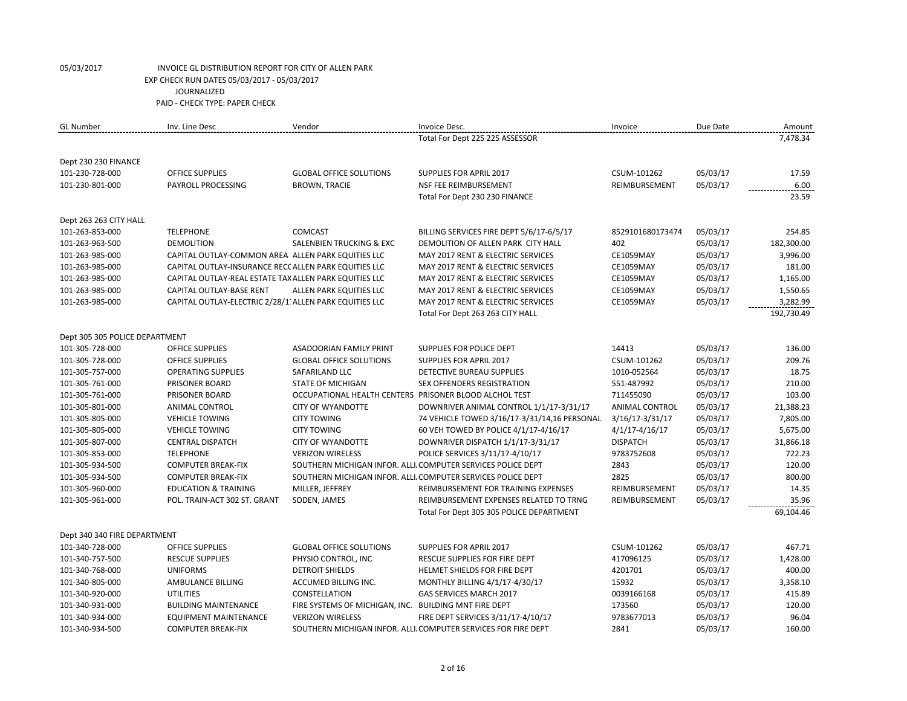05/03/2017 INVOICE GL DISTRIBUTION REPORT FOR CITY OF ALLEN PARK
EXP CHECK RUN DATES 05/03/2017 - 05/03/2017
JOURNALIZED
PAID - CHECK TYPE: PAPER CHECK

| GL Number | Inv. Line Desc | Vendor | Invoice Desc. | Invoice | Due Date | Amount |
|---|---|---|---|---|---|---|
| | | | Total For Dept 225 225 ASSESSOR | | | 7,478.34 |
| Dept 230 230 FINANCE | | | | | | |
| 101-230-728-000 | OFFICE SUPPLIES | GLOBAL OFFICE SOLUTIONS | SUPPLIES FOR APRIL 2017 | CSUM-101262 | 05/03/17 | 17.59 |
| 101-230-801-000 | PAYROLL PROCESSING | BROWN, TRACIE | NSF FEE REIMBURSEMENT | REIMBURSEMENT | 05/03/17 | 6.00 |
| | | | Total For Dept 230 230 FINANCE | | | 23.59 |
| Dept 263 263 CITY HALL | | | | | | |
| 101-263-853-000 | TELEPHONE | COMCAST | BILLING SERVICES FIRE DEPT 5/6/17-6/5/17 | 8529101680173474 | 05/03/17 | 254.85 |
| 101-263-963-500 | DEMOLITION | SALENBIEN TRUCKING & EXC | DEMOLITION OF ALLEN PARK CITY HALL | 402 | 05/03/17 | 182,300.00 |
| 101-263-985-000 | CAPITAL OUTLAY-COMMON AREA | ALLEN PARK EQUITIES LLC | MAY 2017 RENT & ELECTRIC SERVICES | CE1059MAY | 05/03/17 | 3,996.00 |
| 101-263-985-000 | CAPITAL OUTLAY-INSURANCE RECO | ALLEN PARK EQUITIES LLC | MAY 2017 RENT & ELECTRIC SERVICES | CE1059MAY | 05/03/17 | 181.00 |
| 101-263-985-000 | CAPITAL OUTLAY-REAL ESTATE TAX | ALLEN PARK EQUITIES LLC | MAY 2017 RENT & ELECTRIC SERVICES | CE1059MAY | 05/03/17 | 1,165.00 |
| 101-263-985-000 | CAPITAL OUTLAY-BASE RENT | ALLEN PARK EQUITIES LLC | MAY 2017 RENT & ELECTRIC SERVICES | CE1059MAY | 05/03/17 | 1,550.65 |
| 101-263-985-000 | CAPITAL OUTLAY-ELECTRIC 2/28/1 | ALLEN PARK EQUITIES LLC | MAY 2017 RENT & ELECTRIC SERVICES | CE1059MAY | 05/03/17 | 3,282.99 |
| | | | Total For Dept 263 263 CITY HALL | | | 192,730.49 |
| Dept 305 305 POLICE DEPARTMENT | | | | | | |
| 101-305-728-000 | OFFICE SUPPLIES | ASADOORIAN FAMILY PRINT | SUPPLIES FOR POLICE DEPT | 14413 | 05/03/17 | 136.00 |
| 101-305-728-000 | OFFICE SUPPLIES | GLOBAL OFFICE SOLUTIONS | SUPPLIES FOR APRIL 2017 | CSUM-101262 | 05/03/17 | 209.76 |
| 101-305-757-000 | OPERATING SUPPLIES | SAFARILAND LLC | DETECTIVE BUREAU SUPPLIES | 1010-052564 | 05/03/17 | 18.75 |
| 101-305-761-000 | PRISONER BOARD | STATE OF MICHIGAN | SEX OFFENDERS REGISTRATION | 551-487992 | 05/03/17 | 210.00 |
| 101-305-761-000 | PRISONER BOARD | OCCUPATIONAL HEALTH CENTERS | PRISONER BLOOD ALCHOL TEST | 711455090 | 05/03/17 | 103.00 |
| 101-305-801-000 | ANIMAL CONTROL | CITY OF WYANDOTTE | DOWNRIVER ANIMAL CONTROL 1/1/17-3/31/17 | ANIMAL CONTROL | 05/03/17 | 21,388.23 |
| 101-305-805-000 | VEHICLE TOWING | CITY TOWING | 74 VEHICLE TOWED 3/16/17-3/31/14,16 PERSONAL | 3/16/17-3/31/17 | 05/03/17 | 7,805.00 |
| 101-305-805-000 | VEHICLE TOWING | CITY TOWING | 60 VEH TOWED BY POLICE 4/1/17-4/16/17 | 4/1/17-4/16/17 | 05/03/17 | 5,675.00 |
| 101-305-807-000 | CENTRAL DISPATCH | CITY OF WYANDOTTE | DOWNRIVER DISPATCH 1/1/17-3/31/17 | DISPATCH | 05/03/17 | 31,866.18 |
| 101-305-853-000 | TELEPHONE | VERIZON WIRELESS | POLICE SERVICES 3/11/17-4/10/17 | 9783752608 | 05/03/17 | 722.23 |
| 101-305-934-500 | COMPUTER BREAK-FIX | SOUTHERN MICHIGAN INFOR. ALLI | COMPUTER SERVICES POLICE DEPT | 2843 | 05/03/17 | 120.00 |
| 101-305-934-500 | COMPUTER BREAK-FIX | SOUTHERN MICHIGAN INFOR. ALLI | COMPUTER SERVICES POLICE DEPT | 2825 | 05/03/17 | 800.00 |
| 101-305-960-000 | EDUCATION & TRAINING | MILLER, JEFFREY | REIMBURSEMENT FOR TRAINING EXPENSES | REIMBURSEMENT | 05/03/17 | 14.35 |
| 101-305-961-000 | POL. TRAIN-ACT 302 ST. GRANT | SODEN, JAMES | REIMBURSEMENT EXPENSES RELATED TO TRNG | REIMBURSEMENT | 05/03/17 | 35.96 |
| | | | Total For Dept 305 305 POLICE DEPARTMENT | | | 69,104.46 |
| Dept 340 340 FIRE DEPARTMENT | | | | | | |
| 101-340-728-000 | OFFICE SUPPLIES | GLOBAL OFFICE SOLUTIONS | SUPPLIES FOR APRIL 2017 | CSUM-101262 | 05/03/17 | 467.71 |
| 101-340-757-500 | RESCUE SUPPLIES | PHYSIO CONTROL, INC | RESCUE SUPPLIES FOR FIRE DEPT | 417096125 | 05/03/17 | 1,428.00 |
| 101-340-768-000 | UNIFORMS | DETROIT SHIELDS | HELMET SHIELDS FOR FIRE DEPT | 4201701 | 05/03/17 | 400.00 |
| 101-340-805-000 | AMBULANCE BILLING | ACCUMED BILLING INC. | MONTHLY BILLING 4/1/17-4/30/17 | 15932 | 05/03/17 | 3,358.10 |
| 101-340-920-000 | UTILITIES | CONSTELLATION | GAS SERVICES MARCH 2017 | 0039166168 | 05/03/17 | 415.89 |
| 101-340-931-000 | BUILDING MAINTENANCE | FIRE SYSTEMS OF MICHIGAN, INC. | BUILDING MNT FIRE DEPT | 173560 | 05/03/17 | 120.00 |
| 101-340-934-000 | EQUIPMENT MAINTENANCE | VERIZON WIRELESS | FIRE DEPT SERVICES 3/11/17-4/10/17 | 9783677013 | 05/03/17 | 96.04 |
| 101-340-934-500 | COMPUTER BREAK-FIX | SOUTHERN MICHIGAN INFOR. ALLI | COMPUTER SERVICES FOR FIRE DEPT | 2841 | 05/03/17 | 160.00 |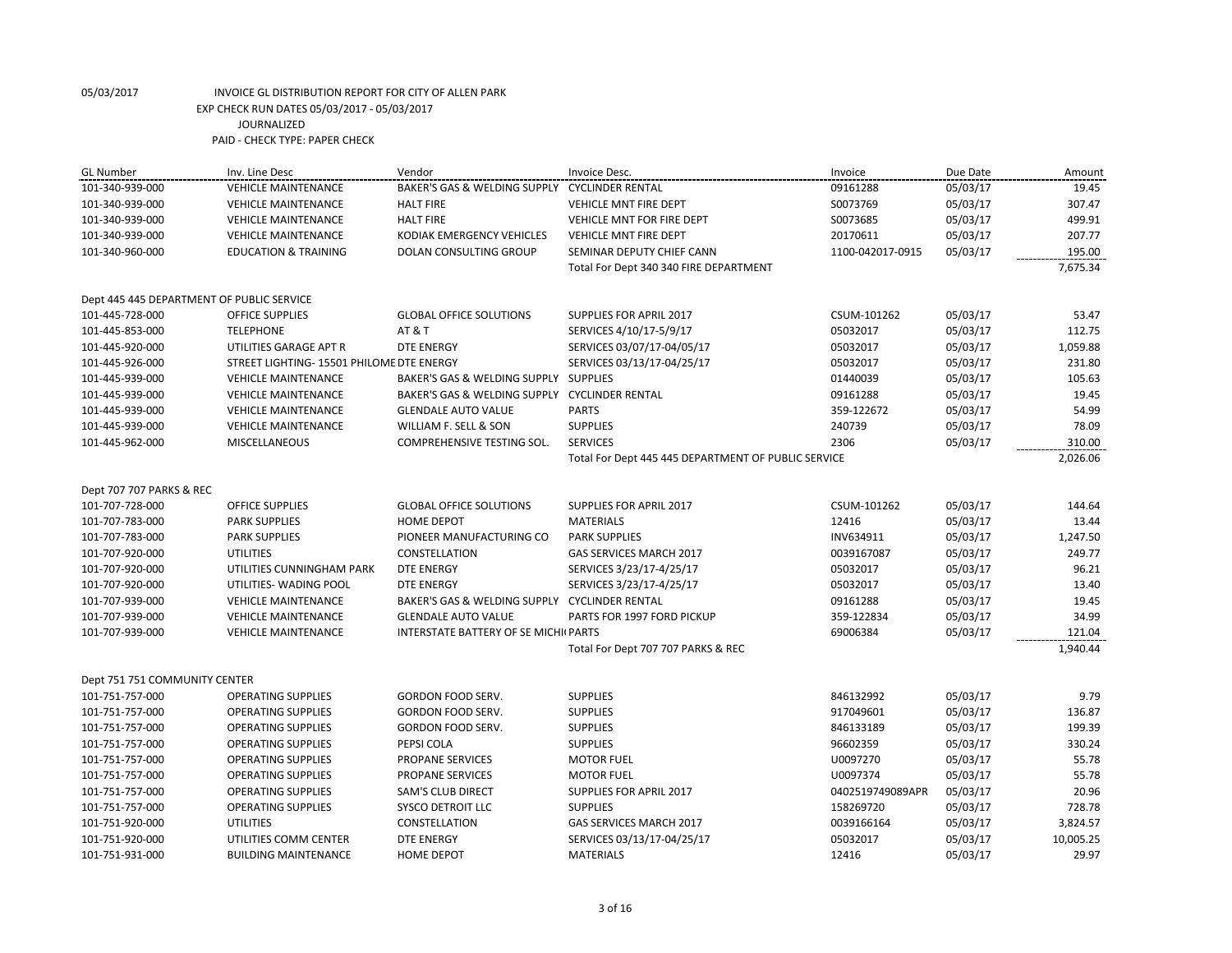05/03/2017 INVOICE GL DISTRIBUTION REPORT FOR CITY OF ALLEN PARK
EXP CHECK RUN DATES 05/03/2017 - 05/03/2017
JOURNALIZED
PAID - CHECK TYPE: PAPER CHECK

| GL Number | Inv. Line Desc | Vendor | Invoice Desc. | Invoice | Due Date | Amount |
|---|---|---|---|---|---|---|
| 101-340-939-000 | VEHICLE MAINTENANCE | BAKER'S GAS & WELDING SUPPLY | CYCLINDER RENTAL | 09161288 | 05/03/17 | 19.45 |
| 101-340-939-000 | VEHICLE MAINTENANCE | HALT FIRE | VEHICLE MNT FIRE DEPT | S0073769 | 05/03/17 | 307.47 |
| 101-340-939-000 | VEHICLE MAINTENANCE | HALT FIRE | VEHICLE MNT FOR FIRE DEPT | S0073685 | 05/03/17 | 499.91 |
| 101-340-939-000 | VEHICLE MAINTENANCE | KODIAK EMERGENCY VEHICLES | VEHICLE MNT FIRE DEPT | 20170611 | 05/03/17 | 207.77 |
| 101-340-960-000 | EDUCATION & TRAINING | DOLAN CONSULTING GROUP | SEMINAR DEPUTY CHIEF CANN | 1100-042017-0915 | 05/03/17 | 195.00 |
| | | | Total For Dept 340 340 FIRE DEPARTMENT | | | 7,675.34 |
| Dept 445 445 DEPARTMENT OF PUBLIC SERVICE | | | | | | |
| 101-445-728-000 | OFFICE SUPPLIES | GLOBAL OFFICE SOLUTIONS | SUPPLIES FOR APRIL 2017 | CSUM-101262 | 05/03/17 | 53.47 |
| 101-445-853-000 | TELEPHONE | AT & T | SERVICES 4/10/17-5/9/17 | 05032017 | 05/03/17 | 112.75 |
| 101-445-920-000 | UTILITIES GARAGE APT R | DTE ENERGY | SERVICES 03/07/17-04/05/17 | 05032017 | 05/03/17 | 1,059.88 |
| 101-445-926-000 | STREET LIGHTING- 15501 PHILOME | DTE ENERGY | SERVICES 03/13/17-04/25/17 | 05032017 | 05/03/17 | 231.80 |
| 101-445-939-000 | VEHICLE MAINTENANCE | BAKER'S GAS & WELDING SUPPLY | SUPPLIES | 01440039 | 05/03/17 | 105.63 |
| 101-445-939-000 | VEHICLE MAINTENANCE | BAKER'S GAS & WELDING SUPPLY | CYCLINDER RENTAL | 09161288 | 05/03/17 | 19.45 |
| 101-445-939-000 | VEHICLE MAINTENANCE | GLENDALE AUTO VALUE | PARTS | 359-122672 | 05/03/17 | 54.99 |
| 101-445-939-000 | VEHICLE MAINTENANCE | WILLIAM F. SELL & SON | SUPPLIES | 240739 | 05/03/17 | 78.09 |
| 101-445-962-000 | MISCELLANEOUS | COMPREHENSIVE TESTING SOL. | SERVICES | 2306 | 05/03/17 | 310.00 |
| | | | Total For Dept 445 445 DEPARTMENT OF PUBLIC SERVICE | | | 2,026.06 |
| Dept 707 707 PARKS & REC | | | | | | |
| 101-707-728-000 | OFFICE SUPPLIES | GLOBAL OFFICE SOLUTIONS | SUPPLIES FOR APRIL 2017 | CSUM-101262 | 05/03/17 | 144.64 |
| 101-707-783-000 | PARK SUPPLIES | HOME DEPOT | MATERIALS | 12416 | 05/03/17 | 13.44 |
| 101-707-783-000 | PARK SUPPLIES | PIONEER MANUFACTURING CO | PARK SUPPLIES | INV634911 | 05/03/17 | 1,247.50 |
| 101-707-920-000 | UTILITIES | CONSTELLATION | GAS SERVICES MARCH 2017 | 0039167087 | 05/03/17 | 249.77 |
| 101-707-920-000 | UTILITIES CUNNINGHAM PARK | DTE ENERGY | SERVICES 3/23/17-4/25/17 | 05032017 | 05/03/17 | 96.21 |
| 101-707-920-000 | UTILITIES- WADING POOL | DTE ENERGY | SERVICES 3/23/17-4/25/17 | 05032017 | 05/03/17 | 13.40 |
| 101-707-939-000 | VEHICLE MAINTENANCE | BAKER'S GAS & WELDING SUPPLY | CYCLINDER RENTAL | 09161288 | 05/03/17 | 19.45 |
| 101-707-939-000 | VEHICLE MAINTENANCE | GLENDALE AUTO VALUE | PARTS FOR 1997 FORD PICKUP | 359-122834 | 05/03/17 | 34.99 |
| 101-707-939-000 | VEHICLE MAINTENANCE | INTERSTATE BATTERY OF SE MICHI | PARTS | 69006384 | 05/03/17 | 121.04 |
| | | | Total For Dept 707 707 PARKS & REC | | | 1,940.44 |
| Dept 751 751 COMMUNITY CENTER | | | | | | |
| 101-751-757-000 | OPERATING SUPPLIES | GORDON FOOD SERV. | SUPPLIES | 846132992 | 05/03/17 | 9.79 |
| 101-751-757-000 | OPERATING SUPPLIES | GORDON FOOD SERV. | SUPPLIES | 917049601 | 05/03/17 | 136.87 |
| 101-751-757-000 | OPERATING SUPPLIES | GORDON FOOD SERV. | SUPPLIES | 846133189 | 05/03/17 | 199.39 |
| 101-751-757-000 | OPERATING SUPPLIES | PEPSI COLA | SUPPLIES | 96602359 | 05/03/17 | 330.24 |
| 101-751-757-000 | OPERATING SUPPLIES | PROPANE SERVICES | MOTOR FUEL | U0097270 | 05/03/17 | 55.78 |
| 101-751-757-000 | OPERATING SUPPLIES | PROPANE SERVICES | MOTOR FUEL | U0097374 | 05/03/17 | 55.78 |
| 101-751-757-000 | OPERATING SUPPLIES | SAM'S CLUB DIRECT | SUPPLIES FOR APRIL 2017 | 0402519749089APR | 05/03/17 | 20.96 |
| 101-751-757-000 | OPERATING SUPPLIES | SYSCO DETROIT LLC | SUPPLIES | 158269720 | 05/03/17 | 728.78 |
| 101-751-920-000 | UTILITIES | CONSTELLATION | GAS SERVICES MARCH 2017 | 0039166164 | 05/03/17 | 3,824.57 |
| 101-751-920-000 | UTILITIES COMM CENTER | DTE ENERGY | SERVICES 03/13/17-04/25/17 | 05032017 | 05/03/17 | 10,005.25 |
| 101-751-931-000 | BUILDING MAINTENANCE | HOME DEPOT | MATERIALS | 12416 | 05/03/17 | 29.97 |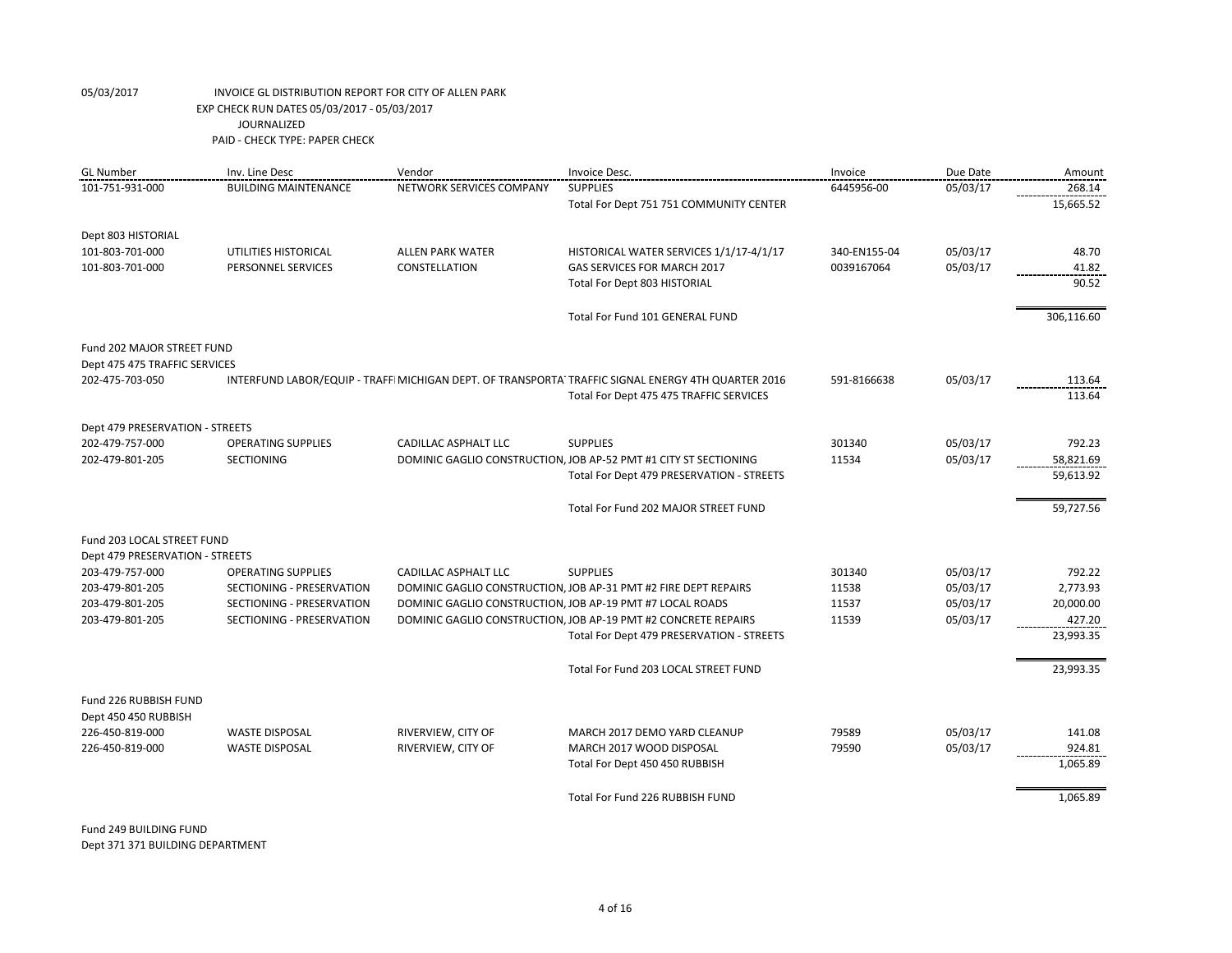05/03/2017 INVOICE GL DISTRIBUTION REPORT FOR CITY OF ALLEN PARK
EXP CHECK RUN DATES 05/03/2017 - 05/03/2017
JOURNALIZED
PAID - CHECK TYPE: PAPER CHECK

| GL Number | Inv. Line Desc | Vendor | Invoice Desc. | Invoice | Due Date | Amount |
|---|---|---|---|---|---|---|
| 101-751-931-000 | BUILDING MAINTENANCE | NETWORK SERVICES COMPANY | SUPPLIES | 6445956-00 | 05/03/17 | 268.14 |
| | | | Total For Dept 751 751 COMMUNITY CENTER | | | 15,665.52 |
| Dept 803 HISTORIAL | | | | | | |
| 101-803-701-000 | UTILITIES HISTORICAL | ALLEN PARK WATER | HISTORICAL WATER SERVICES 1/1/17-4/1/17 | 340-EN155-04 | 05/03/17 | 48.70 |
| 101-803-701-000 | PERSONNEL SERVICES | CONSTELLATION | GAS SERVICES FOR MARCH 2017 | 0039167064 | 05/03/17 | 41.82 |
| | | | Total For Dept 803 HISTORIAL | | | 90.52 |
| | | | Total For Fund 101 GENERAL FUND | | | 306,116.60 |
| Fund 202 MAJOR STREET FUND | | | | | | |
| Dept 475 475 TRAFFIC SERVICES | | | | | | |
| 202-475-703-050 | INTERFUND LABOR/EQUIP - TRAFFI | MICHIGAN DEPT. OF TRANSPORTA | TRAFFIC SIGNAL ENERGY 4TH QUARTER 2016 | 591-8166638 | 05/03/17 | 113.64 |
| | | | Total For Dept 475 475 TRAFFIC SERVICES | | | 113.64 |
| Dept 479 PRESERVATION - STREETS | | | | | | |
| 202-479-757-000 | OPERATING SUPPLIES | CADILLAC ASPHALT LLC | SUPPLIES | 301340 | 05/03/17 | 792.23 |
| 202-479-801-205 | SECTIONING | DOMINIC GAGLIO CONSTRUCTION, | JOB AP-52 PMT #1 CITY ST SECTIONING | 11534 | 05/03/17 | 58,821.69 |
| | | | Total For Dept 479 PRESERVATION - STREETS | | | 59,613.92 |
| | | | Total For Fund 202 MAJOR STREET FUND | | | 59,727.56 |
| Fund 203 LOCAL STREET FUND | | | | | | |
| Dept 479 PRESERVATION - STREETS | | | | | | |
| 203-479-757-000 | OPERATING SUPPLIES | CADILLAC ASPHALT LLC | SUPPLIES | 301340 | 05/03/17 | 792.22 |
| 203-479-801-205 | SECTIONING - PRESERVATION | DOMINIC GAGLIO CONSTRUCTION, | JOB AP-31 PMT #2 FIRE DEPT REPAIRS | 11538 | 05/03/17 | 2,773.93 |
| 203-479-801-205 | SECTIONING - PRESERVATION | DOMINIC GAGLIO CONSTRUCTION, | JOB AP-19 PMT #7 LOCAL ROADS | 11537 | 05/03/17 | 20,000.00 |
| 203-479-801-205 | SECTIONING - PRESERVATION | DOMINIC GAGLIO CONSTRUCTION, | JOB AP-19 PMT #2 CONCRETE REPAIRS | 11539 | 05/03/17 | 427.20 |
| | | | Total For Dept 479 PRESERVATION - STREETS | | | 23,993.35 |
| | | | Total For Fund 203 LOCAL STREET FUND | | | 23,993.35 |
| Fund 226 RUBBISH FUND | | | | | | |
| Dept 450 450 RUBBISH | | | | | | |
| 226-450-819-000 | WASTE DISPOSAL | RIVERVIEW, CITY OF | MARCH 2017 DEMO YARD CLEANUP | 79589 | 05/03/17 | 141.08 |
| 226-450-819-000 | WASTE DISPOSAL | RIVERVIEW, CITY OF | MARCH 2017 WOOD DISPOSAL | 79590 | 05/03/17 | 924.81 |
| | | | Total For Dept 450 450 RUBBISH | | | 1,065.89 |
| | | | Total For Fund 226 RUBBISH FUND | | | 1,065.89 |

Fund 249 BUILDING FUND
Dept 371 371 BUILDING DEPARTMENT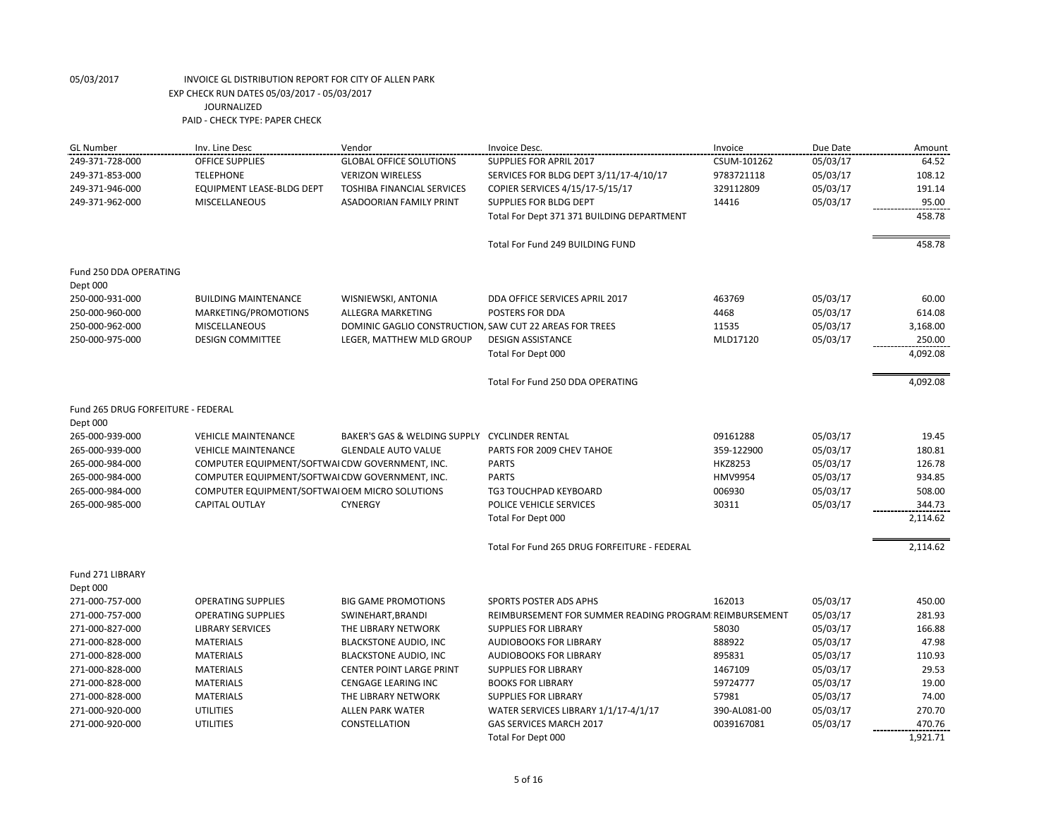05/03/2017 INVOICE GL DISTRIBUTION REPORT FOR CITY OF ALLEN PARK
EXP CHECK RUN DATES 05/03/2017 - 05/03/2017
JOURNALIZED
PAID - CHECK TYPE: PAPER CHECK

| GL Number | Inv. Line Desc | Vendor | Invoice Desc. | Invoice | Due Date | Amount |
|---|---|---|---|---|---|---|
| 249-371-728-000 | OFFICE SUPPLIES | GLOBAL OFFICE SOLUTIONS | SUPPLIES FOR APRIL 2017 | CSUM-101262 | 05/03/17 | 64.52 |
| 249-371-853-000 | TELEPHONE | VERIZON WIRELESS | SERVICES FOR BLDG DEPT 3/11/17-4/10/17 | 9783721118 | 05/03/17 | 108.12 |
| 249-371-946-000 | EQUIPMENT LEASE-BLDG DEPT | TOSHIBA FINANCIAL SERVICES | COPIER SERVICES 4/15/17-5/15/17 | 329112809 | 05/03/17 | 191.14 |
| 249-371-962-000 | MISCELLANEOUS | ASADOORIAN FAMILY PRINT | SUPPLIES FOR BLDG DEPT | 14416 | 05/03/17 | 95.00 |
| | | | Total For Dept 371 371 BUILDING DEPARTMENT | | | 458.78 |
| | | | Total For Fund 249 BUILDING FUND | | | 458.78 |
| Fund 250 DDA OPERATING | | | | | | |
| Dept 000 | | | | | | |
| 250-000-931-000 | BUILDING MAINTENANCE | WISNIEWSKI, ANTONIA | DDA OFFICE SERVICES APRIL 2017 | 463769 | 05/03/17 | 60.00 |
| 250-000-960-000 | MARKETING/PROMOTIONS | ALLEGRA MARKETING | POSTERS FOR DDA | 4468 | 05/03/17 | 614.08 |
| 250-000-962-000 | MISCELLANEOUS | DOMINIC GAGLIO CONSTRUCTION, | SAW CUT 22 AREAS FOR TREES | 11535 | 05/03/17 | 3,168.00 |
| 250-000-975-000 | DESIGN COMMITTEE | LEGER, MATTHEW MLD GROUP | DESIGN ASSISTANCE | MLD17120 | 05/03/17 | 250.00 |
| | | | Total For Dept 000 | | | 4,092.08 |
| | | | Total For Fund 250 DDA OPERATING | | | 4,092.08 |
| Fund 265 DRUG FORFEITURE - FEDERAL | | | | | | |
| Dept 000 | | | | | | |
| 265-000-939-000 | VEHICLE MAINTENANCE | BAKER'S GAS & WELDING SUPPLY | CYCLINDER RENTAL | 09161288 | 05/03/17 | 19.45 |
| 265-000-939-000 | VEHICLE MAINTENANCE | GLENDALE AUTO VALUE | PARTS FOR 2009 CHEV TAHOE | 359-122900 | 05/03/17 | 180.81 |
| 265-000-984-000 | COMPUTER EQUIPMENT/SOFTWAI | CDW GOVERNMENT, INC. | PARTS | HKZ8253 | 05/03/17 | 126.78 |
| 265-000-984-000 | COMPUTER EQUIPMENT/SOFTWAI | CDW GOVERNMENT, INC. | PARTS | HMV9954 | 05/03/17 | 934.85 |
| 265-000-984-000 | COMPUTER EQUIPMENT/SOFTWAI | OEM MICRO SOLUTIONS | TG3 TOUCHPAD KEYBOARD | 006930 | 05/03/17 | 508.00 |
| 265-000-985-000 | CAPITAL OUTLAY | CYNERGY | POLICE VEHICLE SERVICES | 30311 | 05/03/17 | 344.73 |
| | | | Total For Dept 000 | | | 2,114.62 |
| | | | Total For Fund 265 DRUG FORFEITURE - FEDERAL | | | 2,114.62 |
| Fund 271 LIBRARY | | | | | | |
| Dept 000 | | | | | | |
| 271-000-757-000 | OPERATING SUPPLIES | BIG GAME PROMOTIONS | SPORTS POSTER ADS APHS | 162013 | 05/03/17 | 450.00 |
| 271-000-757-000 | OPERATING SUPPLIES | SWINEHART,BRANDI | REIMBURSEMENT FOR SUMMER READING PROGRAM | REIMBURSEMENT | 05/03/17 | 281.93 |
| 271-000-827-000 | LIBRARY SERVICES | THE LIBRARY NETWORK | SUPPLIES FOR LIBRARY | 58030 | 05/03/17 | 166.88 |
| 271-000-828-000 | MATERIALS | BLACKSTONE AUDIO, INC | AUDIOBOOKS FOR LIBRARY | 888922 | 05/03/17 | 47.98 |
| 271-000-828-000 | MATERIALS | BLACKSTONE AUDIO, INC | AUDIOBOOKS FOR LIBRARY | 895831 | 05/03/17 | 110.93 |
| 271-000-828-000 | MATERIALS | CENTER POINT LARGE PRINT | SUPPLIES FOR LIBRARY | 1467109 | 05/03/17 | 29.53 |
| 271-000-828-000 | MATERIALS | CENGAGE LEARING INC | BOOKS FOR LIBRARY | 59724777 | 05/03/17 | 19.00 |
| 271-000-828-000 | MATERIALS | THE LIBRARY NETWORK | SUPPLIES FOR LIBRARY | 57981 | 05/03/17 | 74.00 |
| 271-000-920-000 | UTILITIES | ALLEN PARK WATER | WATER SERVICES LIBRARY 1/1/17-4/1/17 | 390-AL081-00 | 05/03/17 | 270.70 |
| 271-000-920-000 | UTILITIES | CONSTELLATION | GAS SERVICES MARCH 2017 | 0039167081 | 05/03/17 | 470.76 |
| | | | Total For Dept 000 | | | 1,921.71 |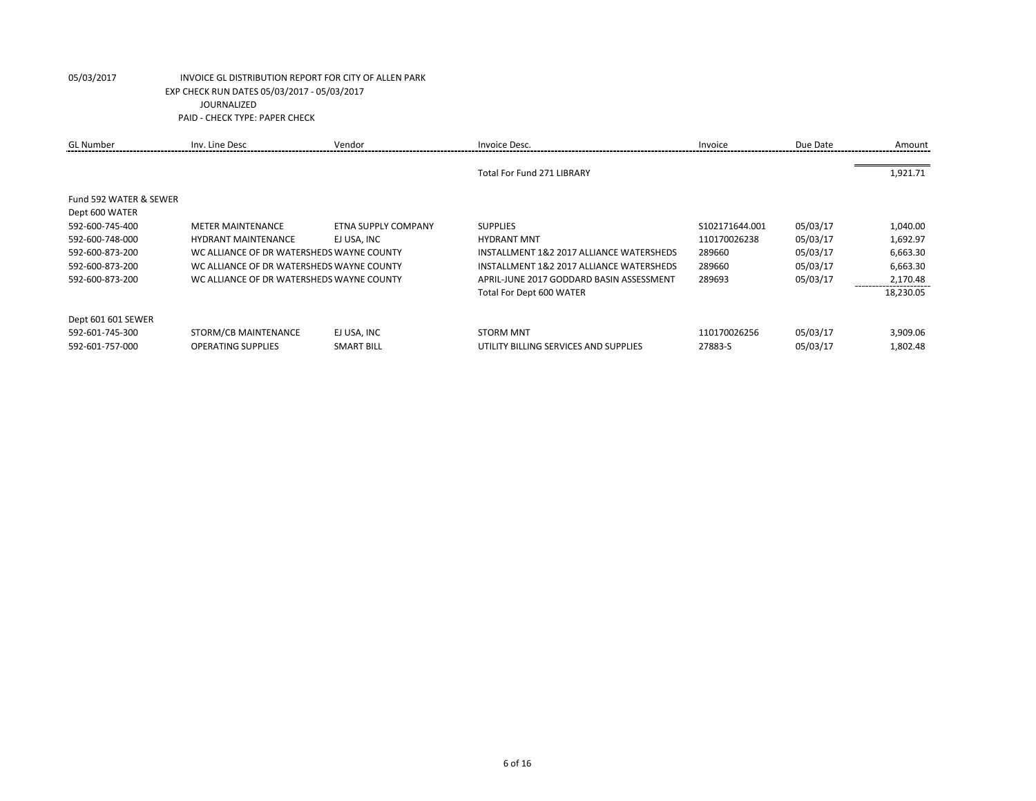05/03/2017 INVOICE GL DISTRIBUTION REPORT FOR CITY OF ALLEN PARK
EXP CHECK RUN DATES 05/03/2017 - 05/03/2017
JOURNALIZED
PAID - CHECK TYPE: PAPER CHECK

| GL Number | Inv. Line Desc | Vendor | Invoice Desc. | Invoice | Due Date | Amount |
|---|---|---|---|---|---|---|
| | | | Total For Fund 271 LIBRARY | | | 1,921.71 |
| Fund 592 WATER & SEWER | | | | | | |
| Dept 600 WATER | | | | | | |
| 592-600-745-400 | METER MAINTENANCE | ETNA SUPPLY COMPANY | SUPPLIES | S102171644.001 | 05/03/17 | 1,040.00 |
| 592-600-748-000 | HYDRANT MAINTENANCE | EJ USA, INC | HYDRANT MNT | 110170026238 | 05/03/17 | 1,692.97 |
| 592-600-873-200 | WC ALLIANCE OF DR WATERSHEDS | WAYNE COUNTY | INSTALLMENT 1&2 2017 ALLIANCE WATERSHEDS | 289660 | 05/03/17 | 6,663.30 |
| 592-600-873-200 | WC ALLIANCE OF DR WATERSHEDS | WAYNE COUNTY | INSTALLMENT 1&2 2017 ALLIANCE WATERSHEDS | 289660 | 05/03/17 | 6,663.30 |
| 592-600-873-200 | WC ALLIANCE OF DR WATERSHEDS | WAYNE COUNTY | APRIL-JUNE 2017 GODDARD BASIN ASSESSMENT | 289693 | 05/03/17 | 2,170.48 |
| | | | Total For Dept 600 WATER | | | 18,230.05 |
| Dept 601 601 SEWER | | | | | | |
| 592-601-745-300 | STORM/CB MAINTENANCE | EJ USA, INC | STORM MNT | 110170026256 | 05/03/17 | 3,909.06 |
| 592-601-757-000 | OPERATING SUPPLIES | SMART BILL | UTILITY BILLING SERVICES AND SUPPLIES | 27883-S | 05/03/17 | 1,802.48 |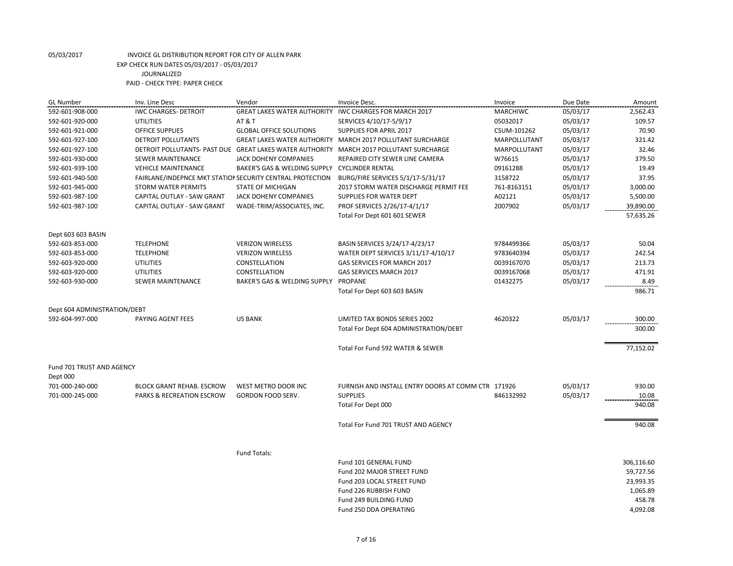05/03/2017 INVOICE GL DISTRIBUTION REPORT FOR CITY OF ALLEN PARK
EXP CHECK RUN DATES 05/03/2017 - 05/03/2017
JOURNALIZED
PAID - CHECK TYPE: PAPER CHECK

| GL Number | Inv. Line Desc | Vendor | Invoice Desc. | Invoice | Due Date | Amount |
|---|---|---|---|---|---|---|
| 592-601-908-000 | IWC CHARGES- DETROIT | GREAT LAKES WATER AUTHORITY | IWC CHARGES FOR MARCH 2017 | MARCHIWC | 05/03/17 | 2,562.43 |
| 592-601-920-000 | UTILITIES | AT & T | SERVICES 4/10/17-5/9/17 | 05032017 | 05/03/17 | 109.57 |
| 592-601-921-000 | OFFICE SUPPLIES | GLOBAL OFFICE SOLUTIONS | SUPPLIES FOR APRIL 2017 | CSUM-101262 | 05/03/17 | 70.90 |
| 592-601-927-100 | DETROIT POLLUTANTS | GREAT LAKES WATER AUTHORITY | MARCH 2017 POLLUTANT SURCHARGE | MARPOLLUTANT | 05/03/17 | 321.42 |
| 592-601-927-100 | DETROIT POLLUTANTS- PAST DUE | GREAT LAKES WATER AUTHORITY | MARCH 2017 POLLUTANT SURCHARGE | MARPOLLUTANT | 05/03/17 | 32.46 |
| 592-601-930-000 | SEWER MAINTENANCE | JACK DOHENY COMPANIES | REPAIRED CITY SEWER LINE CAMERA | W76615 | 05/03/17 | 379.50 |
| 592-601-939-100 | VEHICLE MAINTENANCE | BAKER'S GAS & WELDING SUPPLY | CYCLINDER RENTAL | 09161288 | 05/03/17 | 19.49 |
| 592-601-940-500 | FAIRLANE/INDEPNCE MKT STATION | SECURITY CENTRAL PROTECTION | BURG/FIRE SERVICES 5/1/17-5/31/17 | 3158722 | 05/03/17 | 37.95 |
| 592-601-945-000 | STORM WATER PERMITS | STATE OF MICHIGAN | 2017 STORM WATER DISCHARGE PERMIT FEE | 761-8163151 | 05/03/17 | 3,000.00 |
| 592-601-987-100 | CAPITAL OUTLAY - SAW GRANT | JACK DOHENY COMPANIES | SUPPLIES FOR WATER DEPT | A02121 | 05/03/17 | 5,500.00 |
| 592-601-987-100 | CAPITAL OUTLAY - SAW GRANT | WADE-TRIM/ASSOCIATES, INC. | PROF SERVICES 2/26/17-4/1/17 | 2007902 | 05/03/17 | 39,890.00 |
| | | | Total For Dept 601 601 SEWER | | | 57,635.26 |
| Dept 603 603 BASIN | | | | | | |
| 592-603-853-000 | TELEPHONE | VERIZON WIRELESS | BASIN SERVICES 3/24/17-4/23/17 | 9784499366 | 05/03/17 | 50.04 |
| 592-603-853-000 | TELEPHONE | VERIZON WIRELESS | WATER DEPT SERVICES 3/11/17-4/10/17 | 9783640394 | 05/03/17 | 242.54 |
| 592-603-920-000 | UTILITIES | CONSTELLATION | GAS SERVICES FOR MARCH 2017 | 0039167070 | 05/03/17 | 213.73 |
| 592-603-920-000 | UTILITIES | CONSTELLATION | GAS SERVICES MARCH 2017 | 0039167068 | 05/03/17 | 471.91 |
| 592-603-930-000 | SEWER MAINTENANCE | BAKER'S GAS & WELDING SUPPLY | PROPANE | 01432275 | 05/03/17 | 8.49 |
| | | | Total For Dept 603 603 BASIN | | | 986.71 |
| Dept 604 ADMINISTRATION/DEBT | | | | | | |
| 592-604-997-000 | PAYING AGENT FEES | US BANK | LIMITED TAX BONDS SERIES 2002 | 4620322 | 05/03/17 | 300.00 |
| | | | Total For Dept 604 ADMINISTRATION/DEBT | | | 300.00 |
| | | | Total For Fund 592 WATER & SEWER | | | 77,152.02 |
| Fund 701 TRUST AND AGENCY | | | | | | |
| Dept 000 | | | | | | |
| 701-000-240-000 | BLOCK GRANT REHAB. ESCROW | WEST METRO DOOR INC | FURNISH AND INSTALL ENTRY DOORS AT COMM CTR | 171926 | 05/03/17 | 930.00 |
| 701-000-245-000 | PARKS & RECREATION ESCROW | GORDON FOOD SERV. | SUPPLIES | 846132992 | 05/03/17 | 10.08 |
| | | | Total For Dept 000 | | | 940.08 |
| | | | Total For Fund 701 TRUST AND AGENCY | | | 940.08 |
| | | Fund Totals: | | | | |
| | | | Fund 101 GENERAL FUND | | | 306,116.60 |
| | | | Fund 202 MAJOR STREET FUND | | | 59,727.56 |
| | | | Fund 203 LOCAL STREET FUND | | | 23,993.35 |
| | | | Fund 226 RUBBISH FUND | | | 1,065.89 |
| | | | Fund 249 BUILDING FUND | | | 458.78 |
| | | | Fund 250 DDA OPERATING | | | 4,092.08 |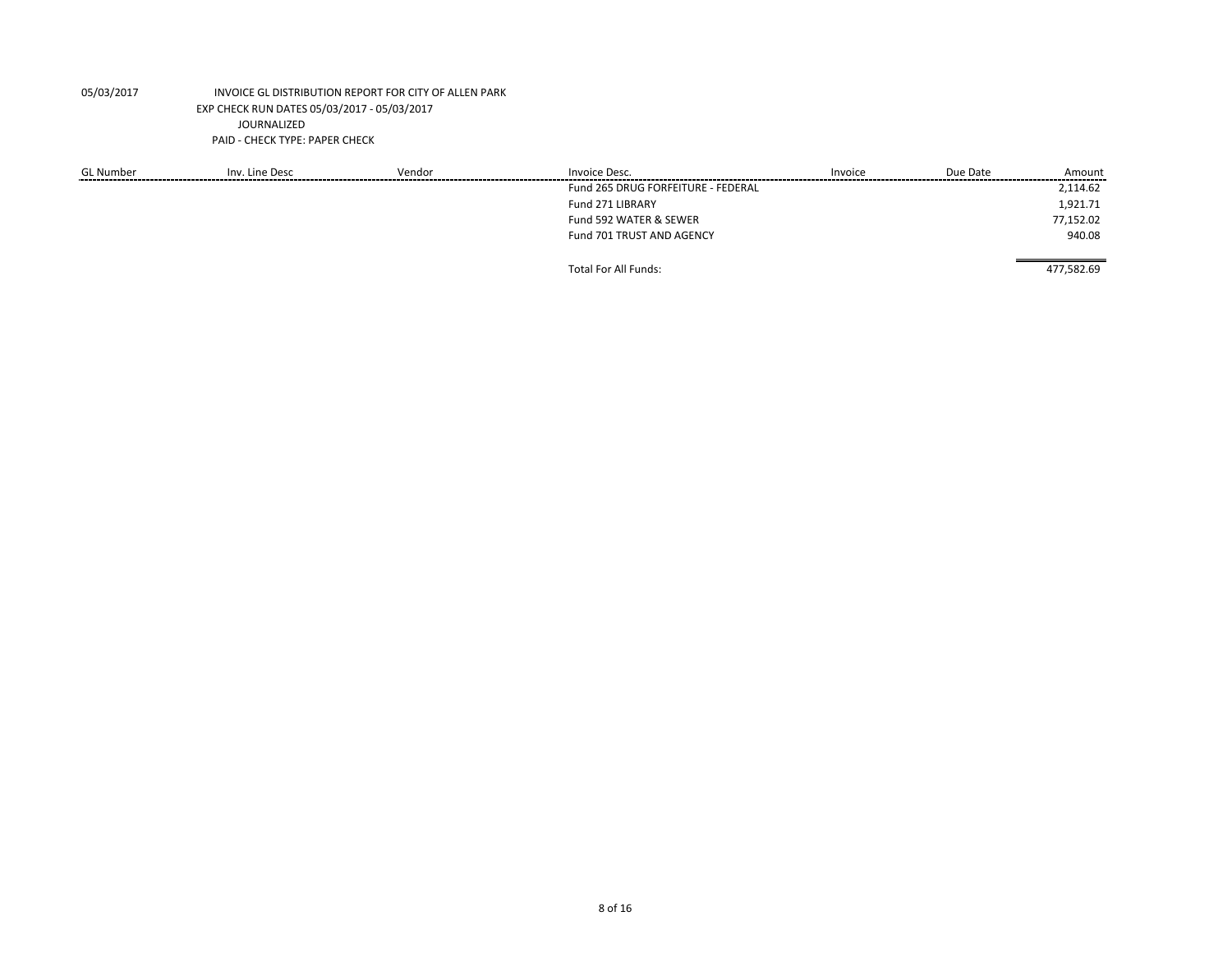05/03/2017 INVOICE GL DISTRIBUTION REPORT FOR CITY OF ALLEN PARK

EXP CHECK RUN DATES 05/03/2017 - 05/03/2017

JOURNALIZED

PAID - CHECK TYPE: PAPER CHECK

| GL Number | Inv. Line Desc | Vendor | Invoice Desc. | Invoice | Due Date | Amount |
|---|---|---|---|---|---|---|
| | | | Fund 265 DRUG FORFEITURE - FEDERAL | | | 2,114.62 |
| | | | Fund 271 LIBRARY | | | 1,921.71 |
| | | | Fund 592 WATER & SEWER | | | 77,152.02 |
| | | | Fund 701 TRUST AND AGENCY | | | 940.08 |
| | | | Total For All Funds: | | | 477,582.69 |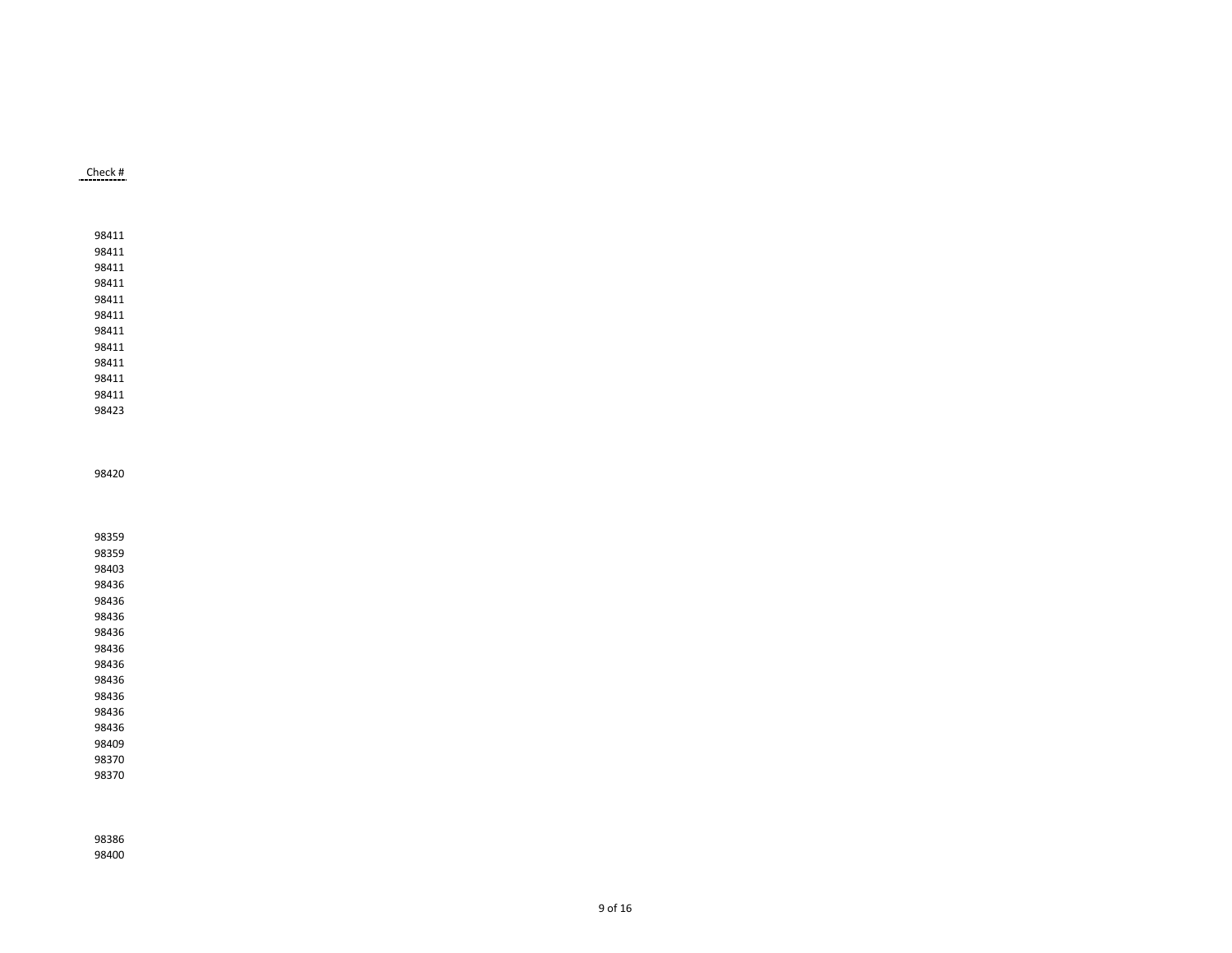| Check # |
| --- |
| |
| 98411 |
| 98411 |
| 98411 |
| 98411 |
| 98411 |
| 98411 |
| 98411 |
| 98411 |
| 98411 |
| 98411 |
| 98411 |
| 98423 |
| |
| |
| |
| 98420 |
| |
| |
| |
| 98359 |
| 98359 |
| 98403 |
| 98436 |
| 98436 |
| 98436 |
| 98436 |
| 98436 |
| 98436 |
| 98436 |
| 98436 |
| 98436 |
| 98436 |
| 98409 |
| 98370 |
| 98370 |
| |
| |
| |
| 98386 |
| 98400 |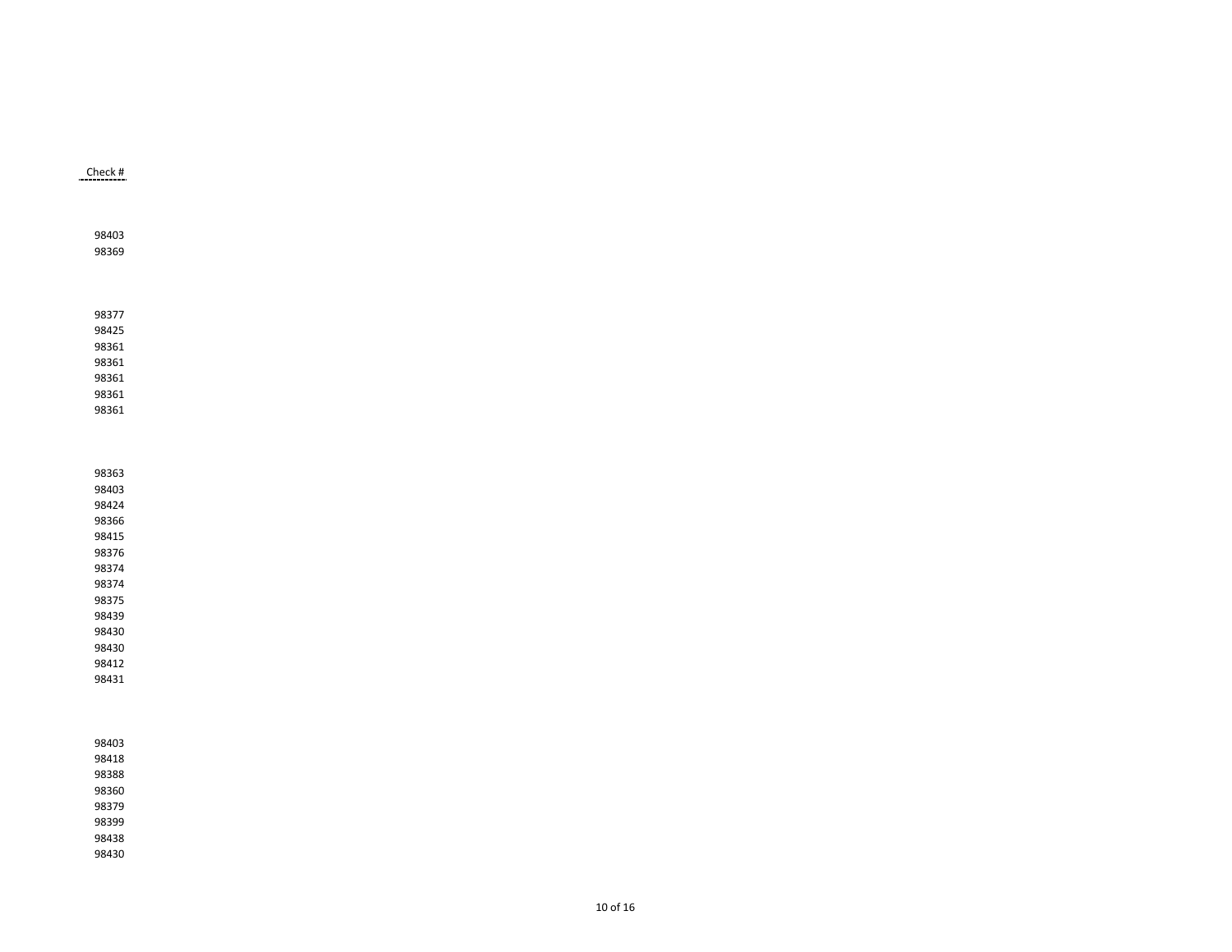| Check # |
| --- |
| |
| |
| 98403 |
| 98369 |
| |
| |
| 98377 |
| 98425 |
| 98361 |
| 98361 |
| 98361 |
| 98361 |
| 98361 |
| |
| |
| 98363 |
| 98403 |
| 98424 |
| 98366 |
| 98415 |
| 98376 |
| 98374 |
| 98374 |
| 98375 |
| 98439 |
| 98430 |
| 98430 |
| 98412 |
| 98431 |
| |
| |
| 98403 |
| 98418 |
| 98388 |
| 98360 |
| 98379 |
| 98399 |
| 98438 |
| 98430 |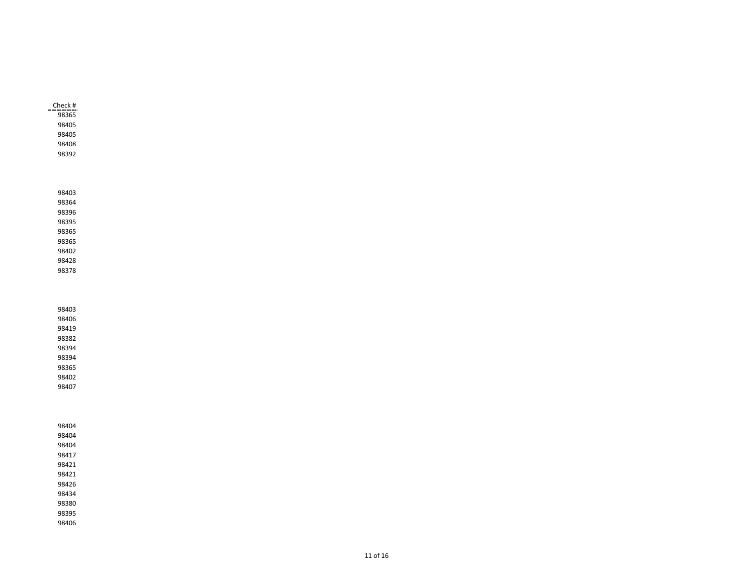| Check # |
|---|
| 98365 |
| 98405 |
| 98405 |
| 98408 |
| 98392 |
| |
| 98403 |
| 98364 |
| 98396 |
| 98395 |
| 98365 |
| 98365 |
| 98402 |
| 98428 |
| 98378 |
| |
| 98403 |
| 98406 |
| 98419 |
| 98382 |
| 98394 |
| 98394 |
| 98365 |
| 98402 |
| 98407 |
| |
| 98404 |
| 98404 |
| 98404 |
| 98417 |
| 98421 |
| 98421 |
| 98426 |
| 98434 |
| 98380 |
| 98395 |
| 98406 |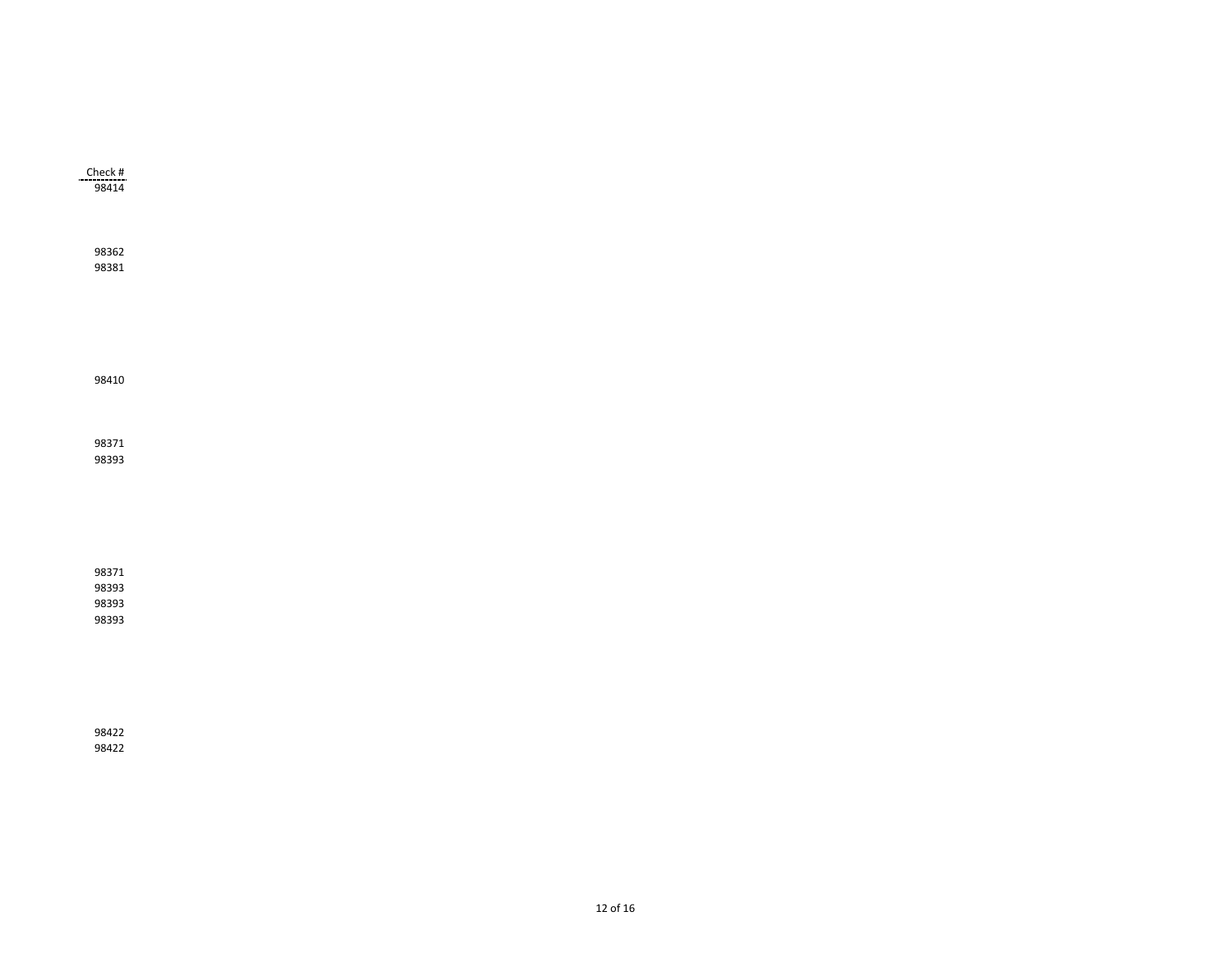| Check # |
| --- |
| 98414 |
| |
| |
| |
| 98362 |
| 98381 |
| |
| |
| |
| |
| |
| |
| 98410 |
| |
| |
| |
| 98371 |
| 98393 |
| |
| |
| |
| |
| |
| |
| 98371 |
| 98393 |
| 98393 |
| 98393 |
| |
| |
| |
| |
| |
| |
| 98422 |
| 98422 |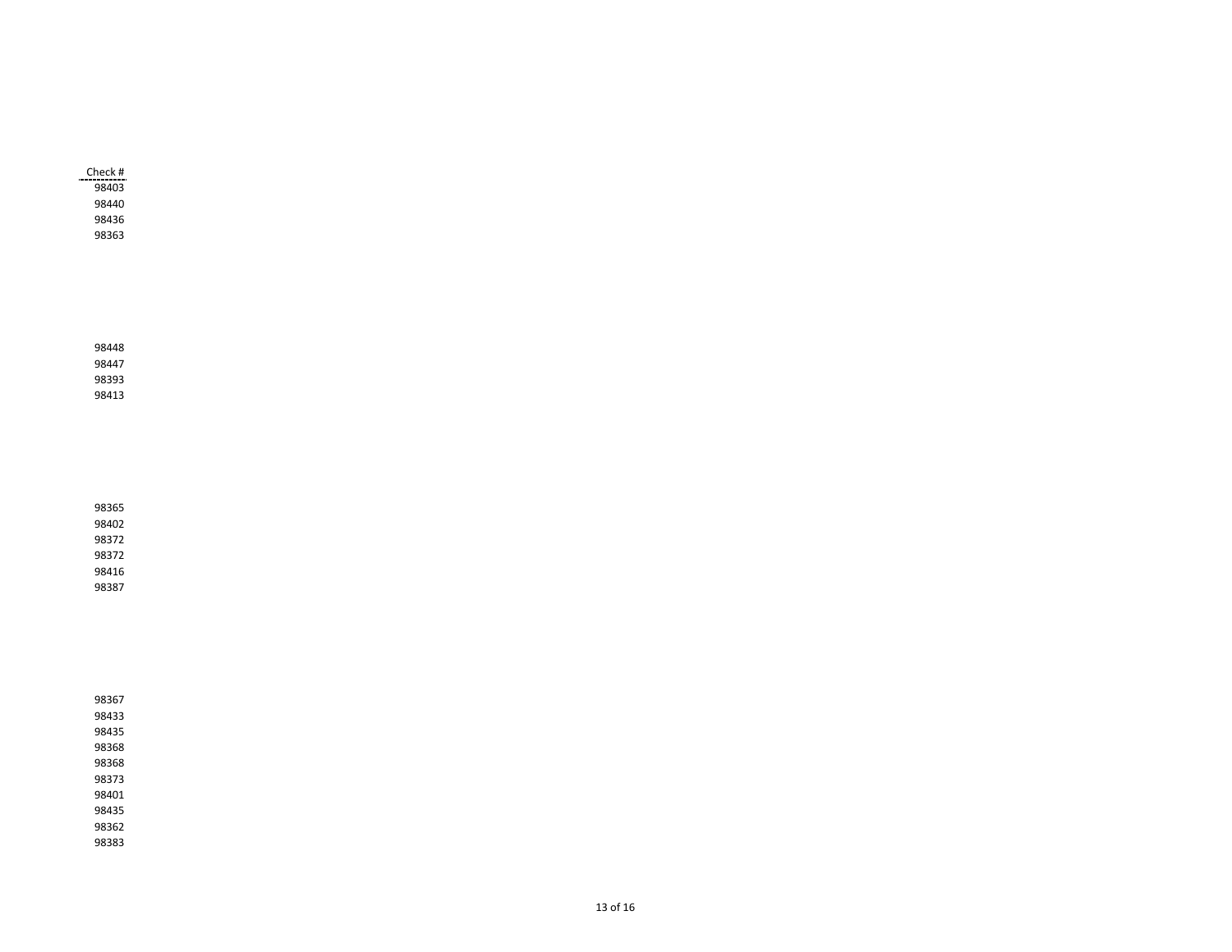| Check # |
| --- |
| 98403 |
| 98440 |
| 98436 |
| 98363 |
| |
| 98448 |
| 98447 |
| 98393 |
| 98413 |
| |
| 98365 |
| 98402 |
| 98372 |
| 98372 |
| 98416 |
| 98387 |
| |
| 98367 |
| 98433 |
| 98435 |
| 98368 |
| 98368 |
| 98373 |
| 98401 |
| 98435 |
| 98362 |
| 98383 |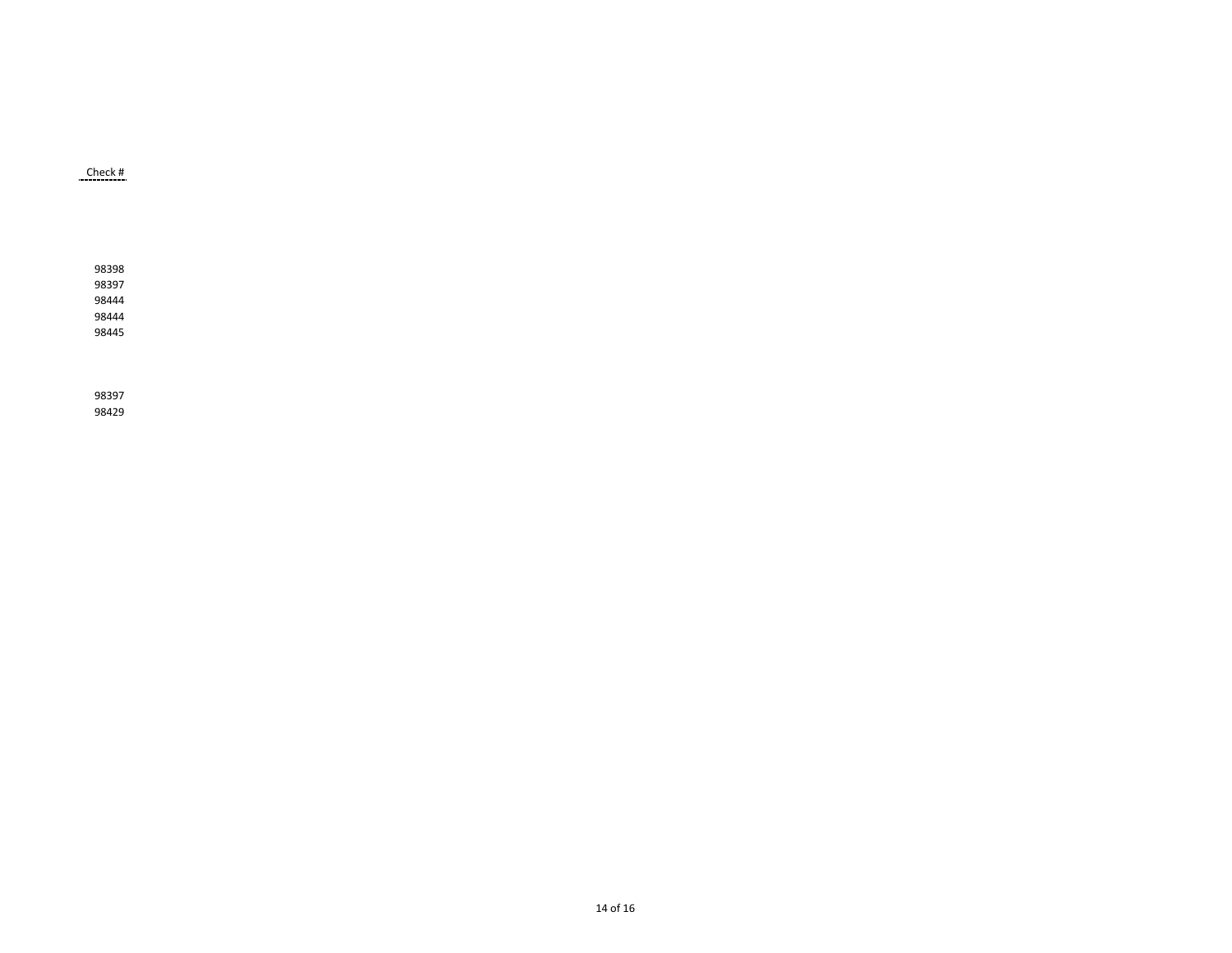| Check # |
|---|
| |
| 98398 |
| 98397 |
| 98444 |
| 98444 |
| 98445 |
| |
| 98397 |
| 98429 |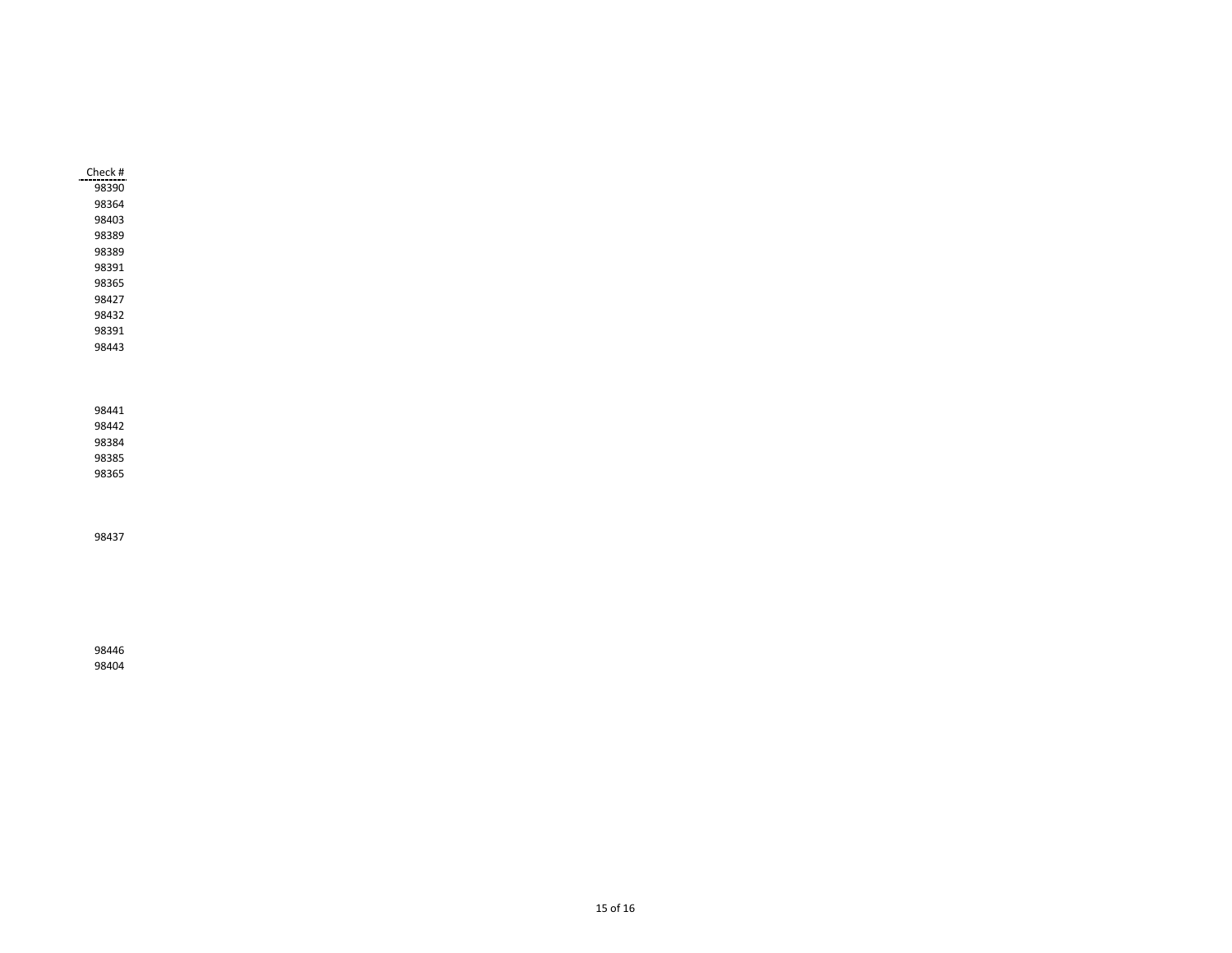| Check # |
| --- |
| 98390 |
| 98364 |
| 98403 |
| 98389 |
| 98389 |
| 98391 |
| 98365 |
| 98427 |
| 98432 |
| 98391 |
| 98443 |
| |
| |
| |
| 98441 |
| 98442 |
| 98384 |
| 98385 |
| 98365 |
| |
| |
| |
| 98437 |
| |
| |
| |
| |
| |
| |
| 98446 |
| 98404 |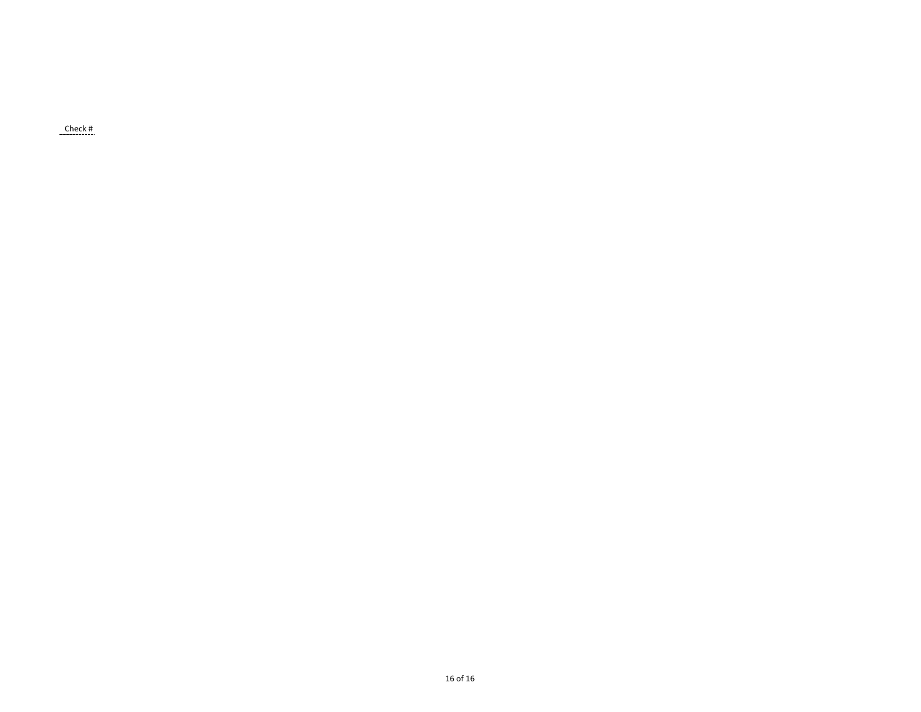Check #